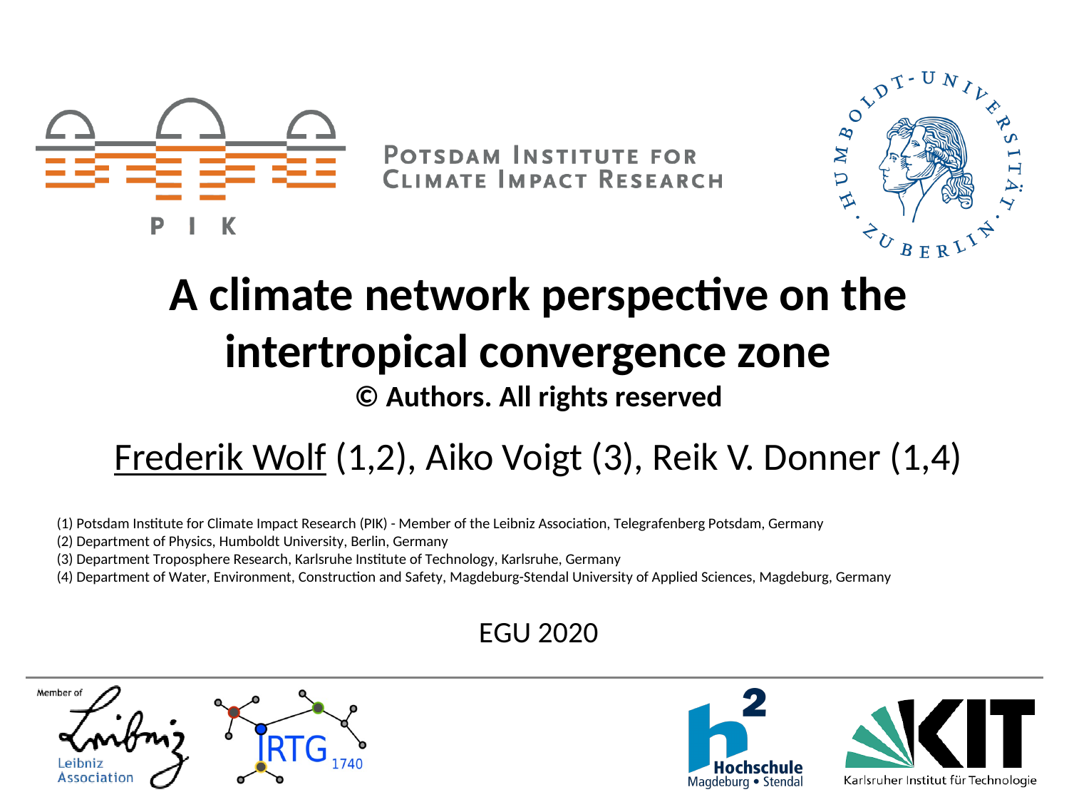# A climate network perspective on the intertropical convergence zone

**© Authors. All rights reserved**

Frederik Wolf (1,2), Aiko Voigt (3), Reik V. Donner (1,4)

(1) Potsdam Institute for Climate Impact Research (PIK) - Member of the Leibniz Association, Telegrafenberg Potsdam, Germany
(2) Department of Physics, Humboldt University, Berlin, Germany
(3) Department Troposphere Research, Karlsruhe Institute of Technology, Karlsruhe, Germany
(4) Department of Water, Environment, Construction and Safety, Magdeburg-Stendal University of Applied Sciences, Magdeburg, Germany

EGU 2020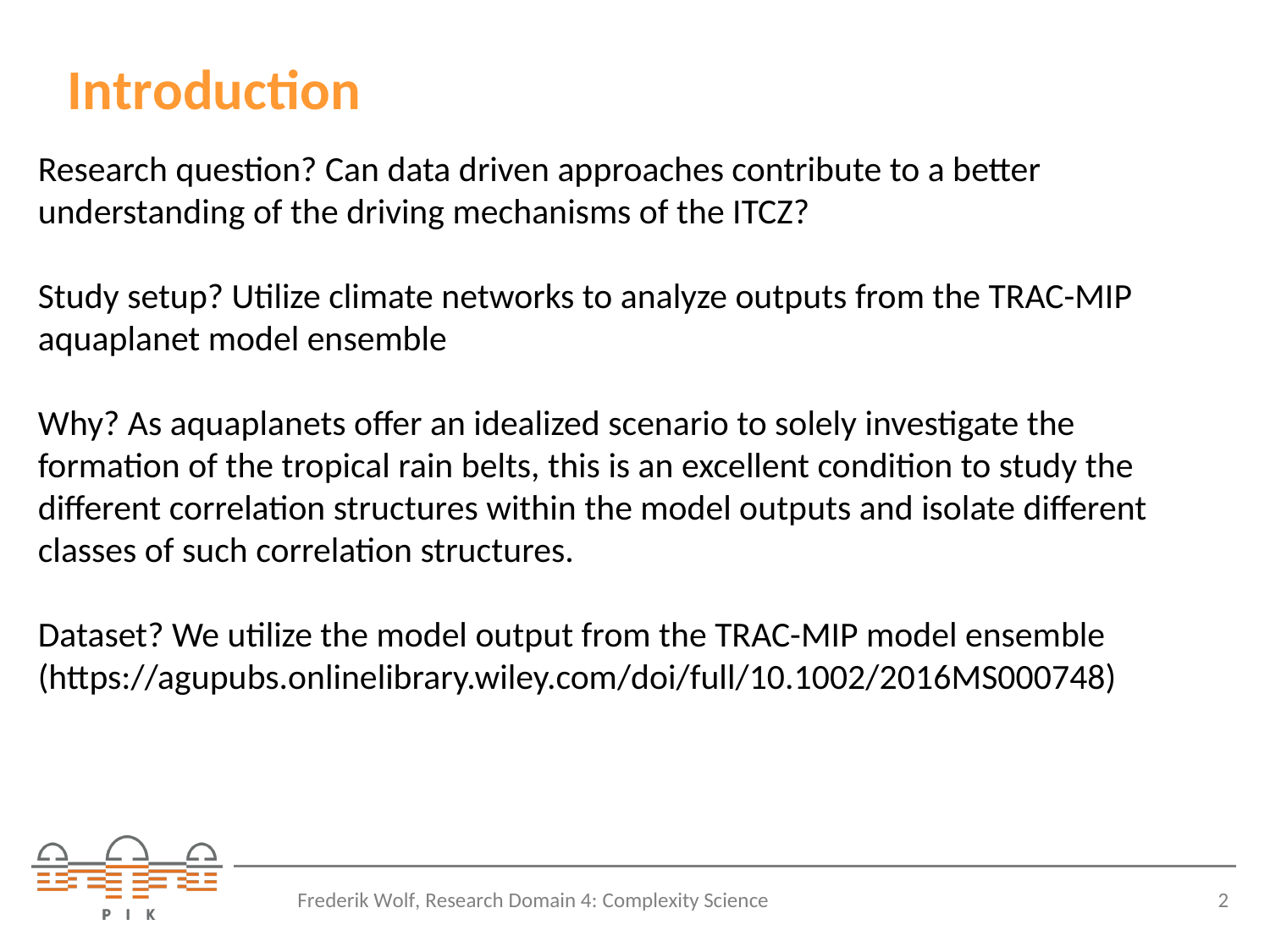# Introduction

Research question? Can data driven approaches contribute to a better understanding of the driving mechanisms of the ITCZ?

Study setup? Utilize climate networks to analyze outputs from the TRAC-MIP aquaplanet model ensemble

Why? As aquaplanets offer an idealized scenario to solely investigate the formation of the tropical rain belts, this is an excellent condition to study the different correlation structures within the model outputs and isolate different classes of such correlation structures.

Dataset? We utilize the model output from the TRAC-MIP model ensemble (https://agupubs.onlinelibrary.wiley.com/doi/full/10.1002/2016MS000748)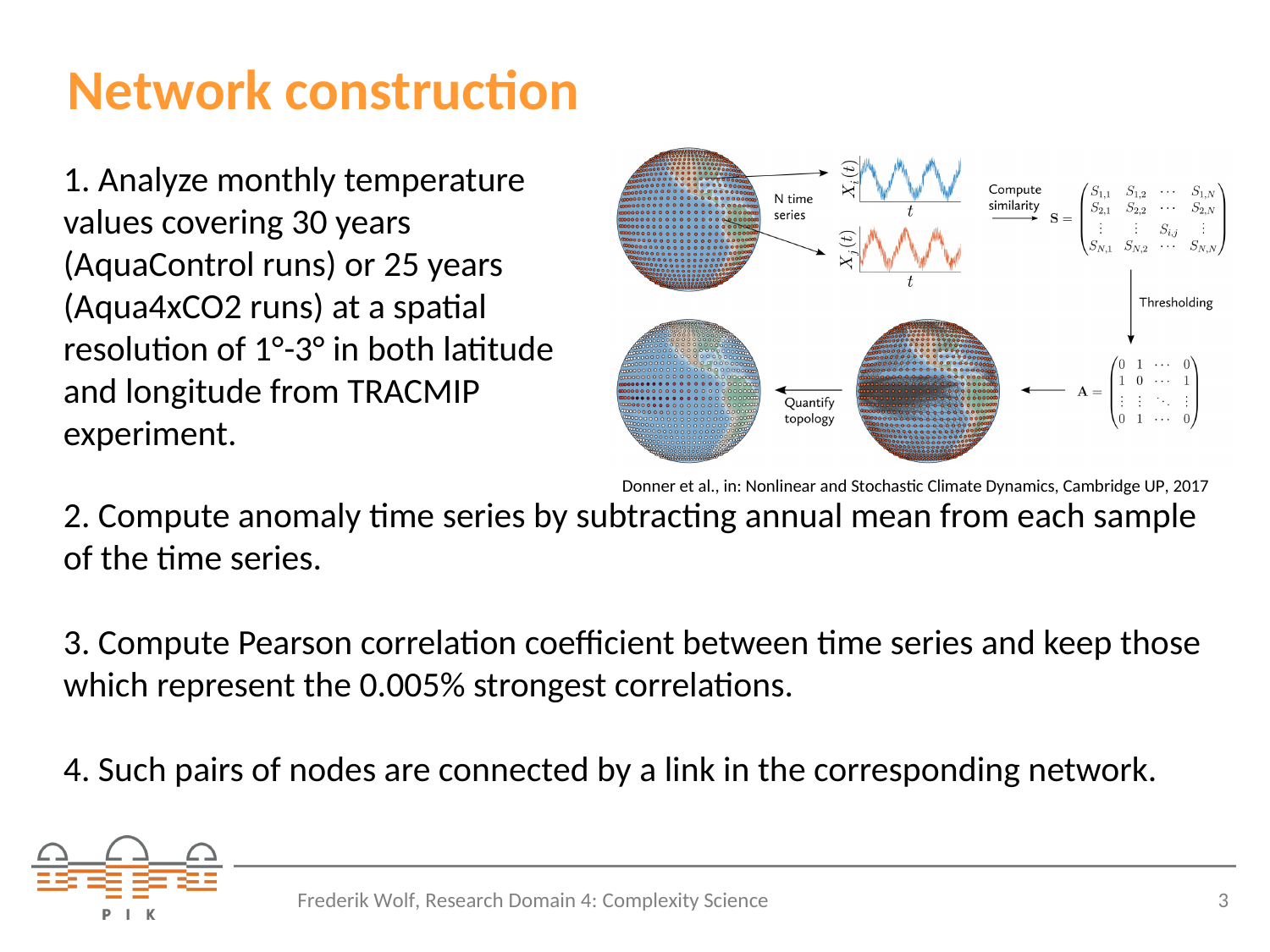# Network construction

1. Analyze monthly temperature values covering 30 years (AquaControl runs) or 25 years (Aqua4xCO2 runs) at a spatial resolution of 1°-3° in both latitude and longitude from TRACMIP experiment.

Donner et al., in: Nonlinear and Stochastic Climate Dynamics, Cambridge UP, 2017

2. Compute anomaly time series by subtracting annual mean from each sample of the time series.

3. Compute Pearson correlation coefficient between time series and keep those which represent the 0.005% strongest correlations.

4. Such pairs of nodes are connected by a link in the corresponding network.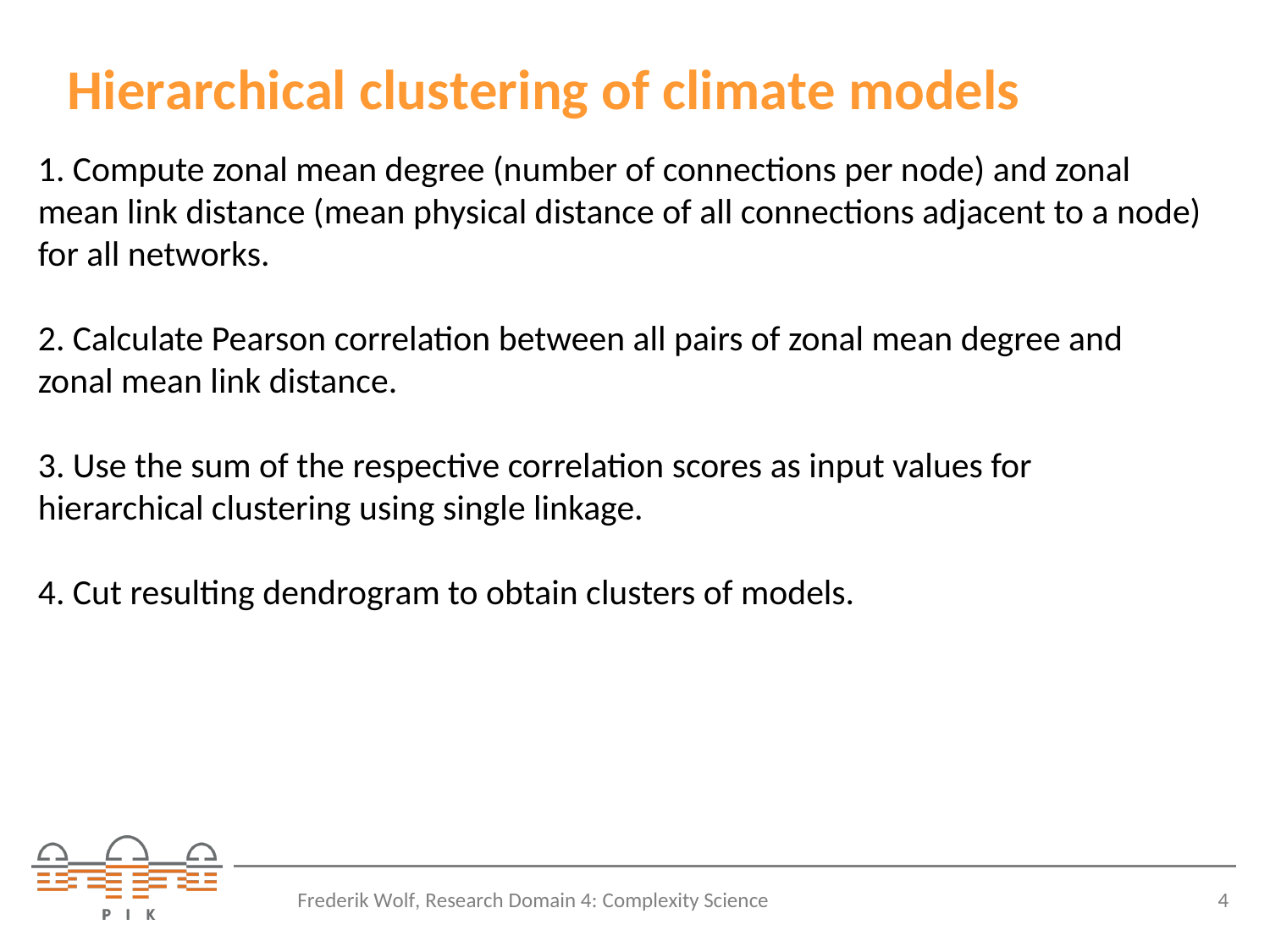# Hierarchical clustering of climate models

1. Compute zonal mean degree (number of connections per node) and zonal mean link distance (mean physical distance of all connections adjacent to a node) for all networks.

2. Calculate Pearson correlation between all pairs of zonal mean degree and zonal mean link distance.

3. Use the sum of the respective correlation scores as input values for hierarchical clustering using single linkage.

4. Cut resulting dendrogram to obtain clusters of models.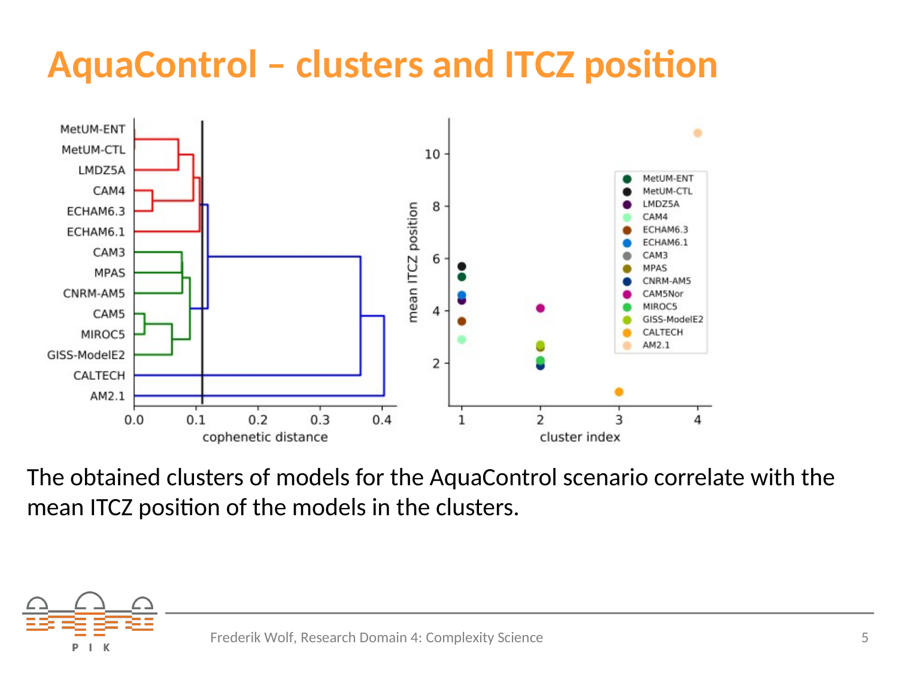# AquaControl – clusters and ITCZ position

The obtained clusters of models for the AquaControl scenario correlate with the mean ITCZ position of the models in the clusters.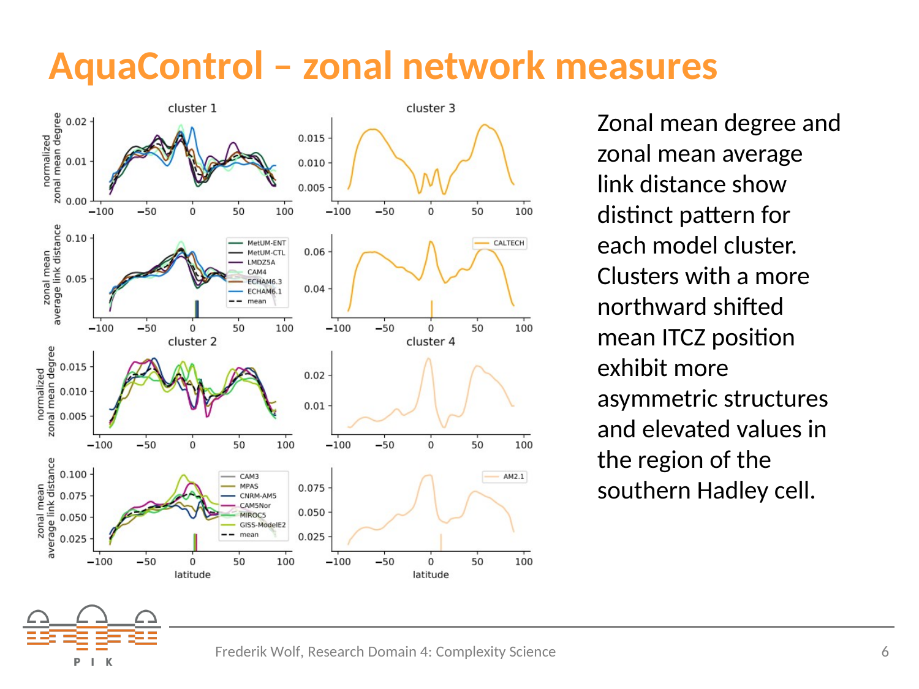# AquaControl – zonal network measures

Zonal mean degree and zonal mean average link distance show distinct pattern for each model cluster. Clusters with a more northward shifted mean ITCZ position exhibit more asymmetric structures and elevated values in the region of the southern Hadley cell.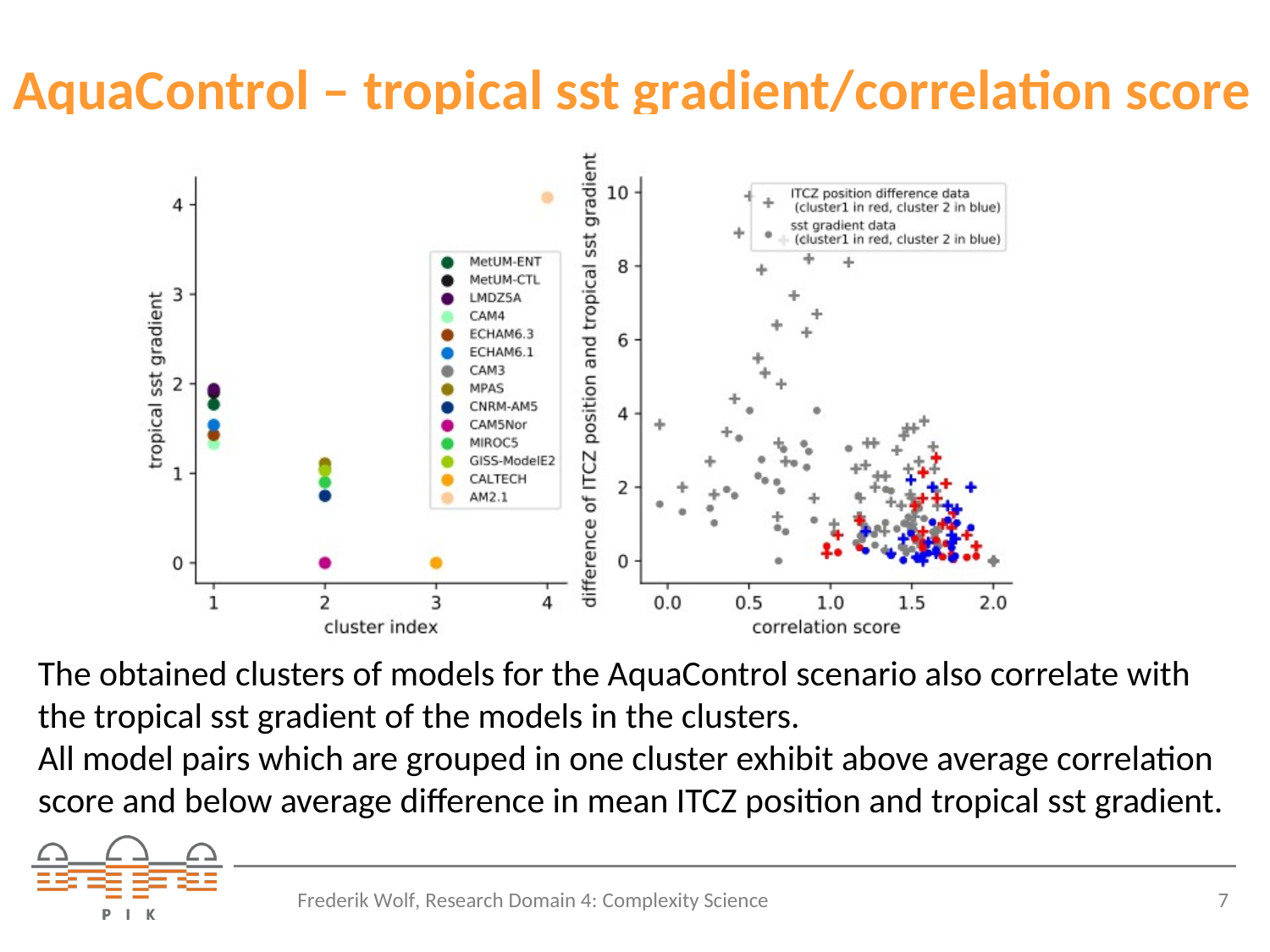# AquaControl – tropical sst gradient/correlation score

The obtained clusters of models for the AquaControl scenario also correlate with the tropical sst gradient of the models in the clusters.
All model pairs which are grouped in one cluster exhibit above average correlation score and below average difference in mean ITCZ position and tropical sst gradient.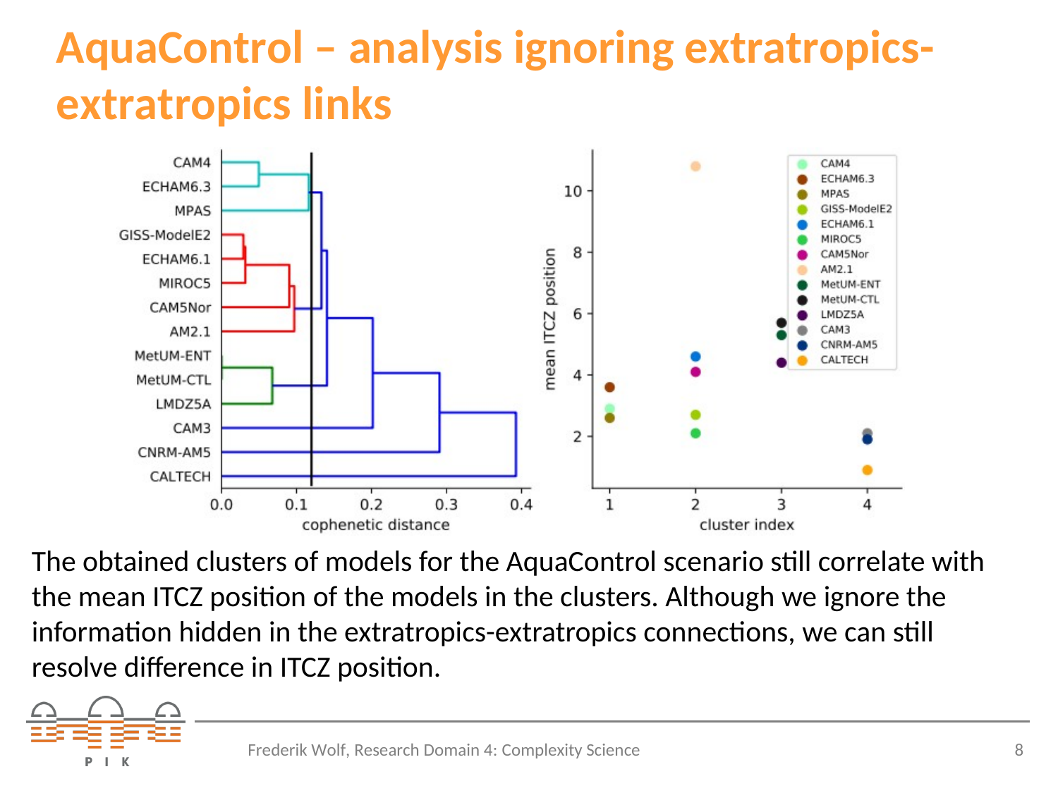# AquaControl – analysis ignoring extratropics-extratropics links

The obtained clusters of models for the AquaControl scenario still correlate with the mean ITCZ position of the models in the clusters. Although we ignore the information hidden in the extratropics-extratropics connections, we can still resolve difference in ITCZ position.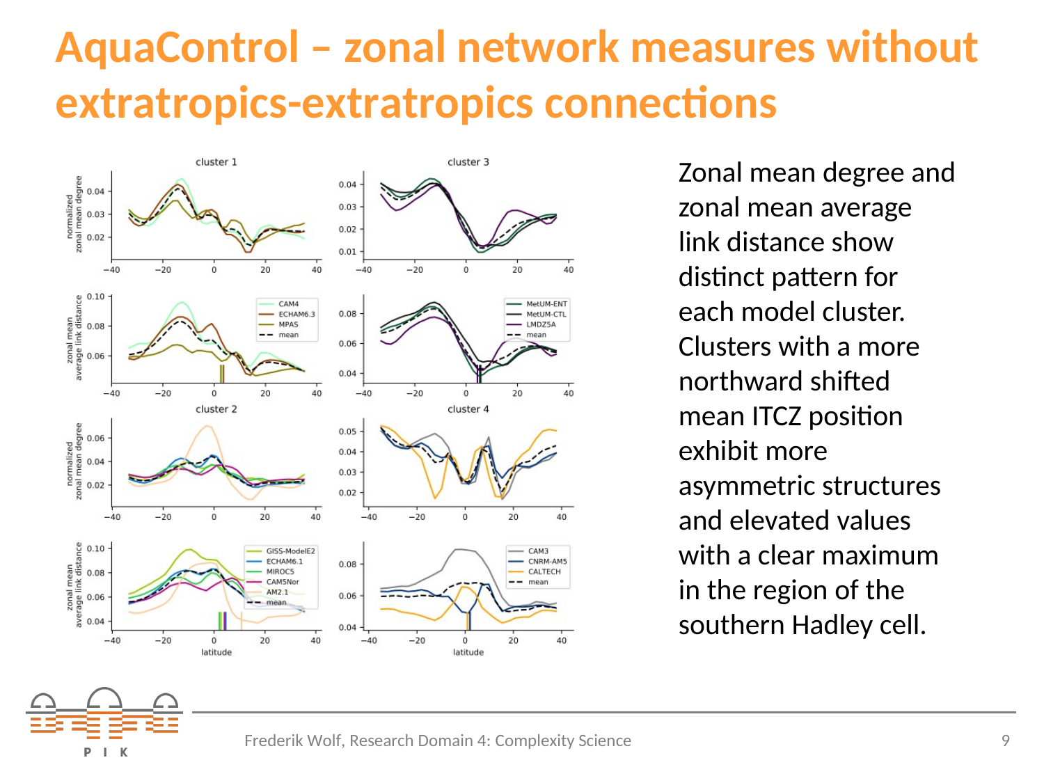# AquaControl – zonal network measures without extratropics-extratropics connections

Zonal mean degree and zonal mean average link distance show distinct pattern for each model cluster. Clusters with a more northward shifted mean ITCZ position exhibit more asymmetric structures and elevated values with a clear maximum in the region of the southern Hadley cell.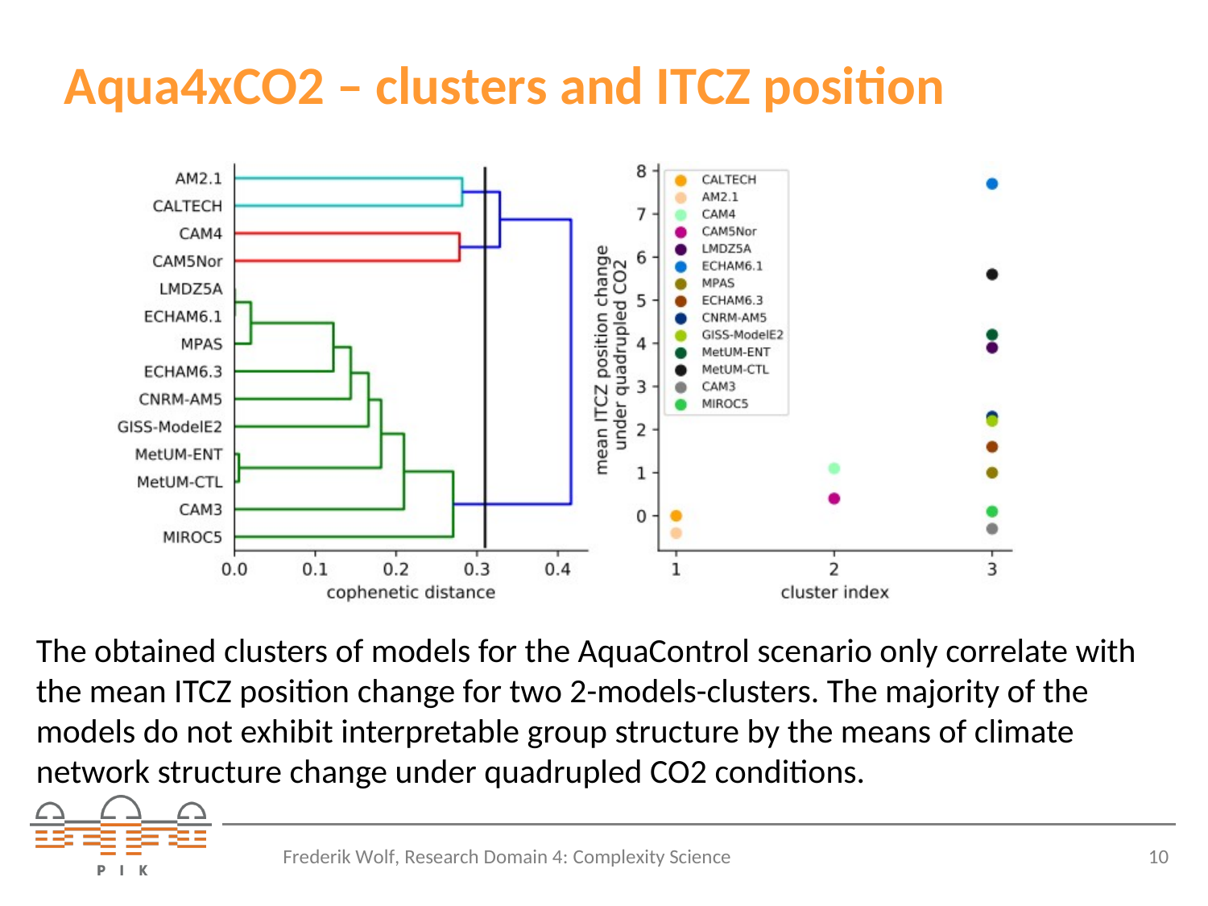# Aqua4xCO2 – clusters and ITCZ position

The obtained clusters of models for the AquaControl scenario only correlate with the mean ITCZ position change for two 2-models-clusters. The majority of the models do not exhibit interpretable group structure by the means of climate network structure change under quadrupled CO2 conditions.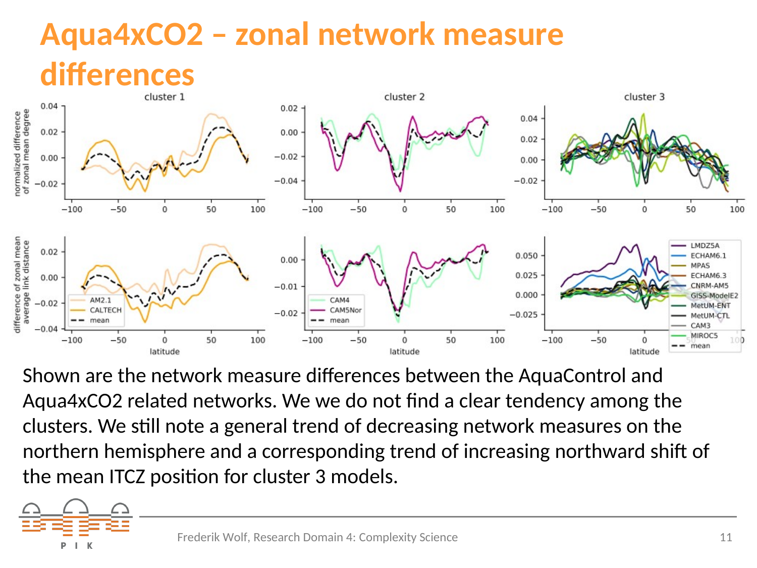# Aqua4xCO2 – zonal network measure differences

Shown are the network measure differences between the AquaControl and Aqua4xCO2 related networks. We we do not find a clear tendency among the clusters. We still note a general trend of decreasing network measures on the northern hemisphere and a corresponding trend of increasing northward shift of the mean ITCZ position for cluster 3 models.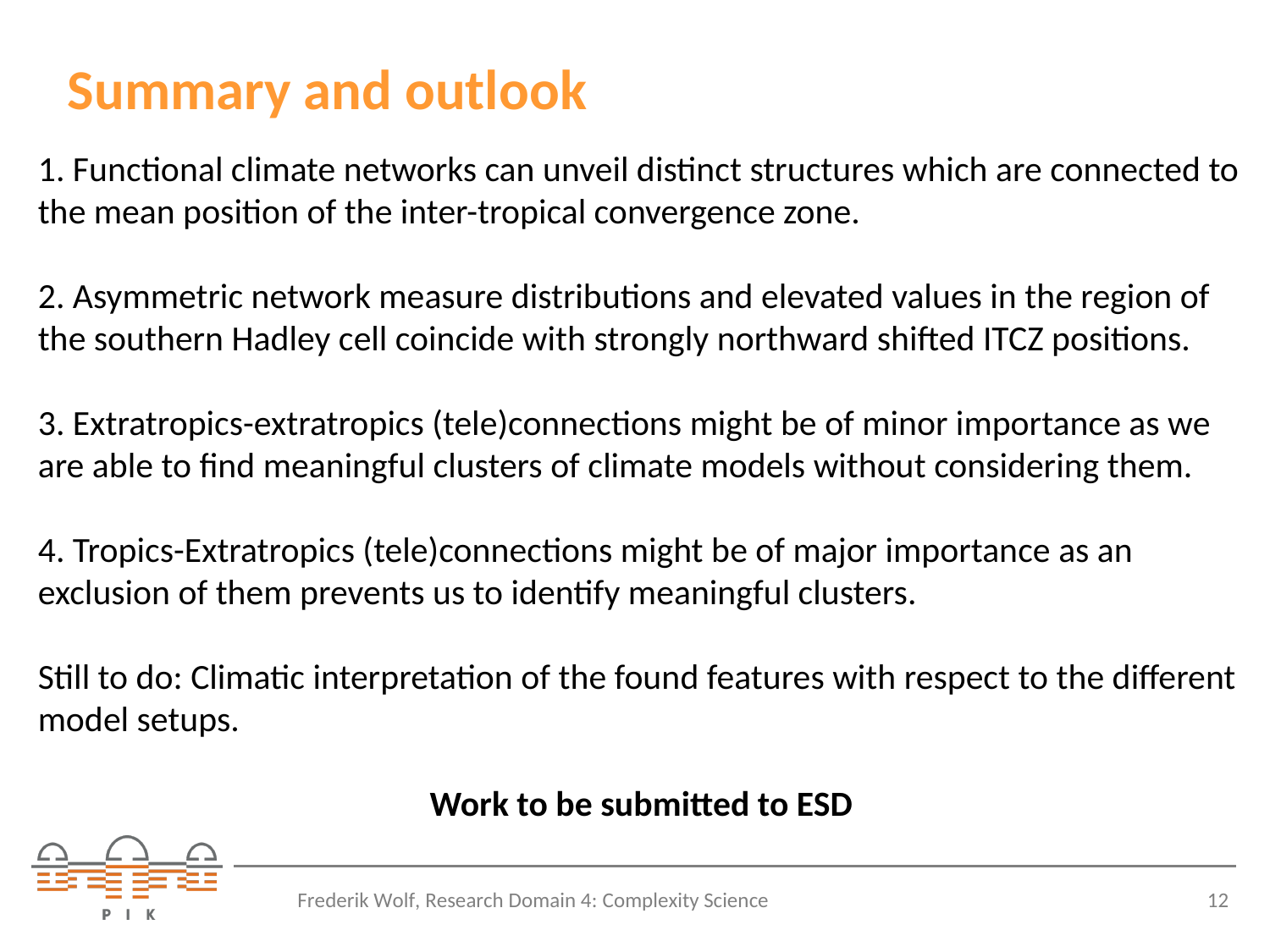# Summary and outlook

1. Functional climate networks can unveil distinct structures which are connected to the mean position of the inter-tropical convergence zone.

2. Asymmetric network measure distributions and elevated values in the region of the southern Hadley cell coincide with strongly northward shifted ITCZ positions.

3. Extratropics-extratropics (tele)connections might be of minor importance as we are able to find meaningful clusters of climate models without considering them.

4. Tropics-Extratropics (tele)connections might be of major importance as an exclusion of them prevents us to identify meaningful clusters.

Still to do: Climatic interpretation of the found features with respect to the different model setups.

**Work to be submitted to ESD**